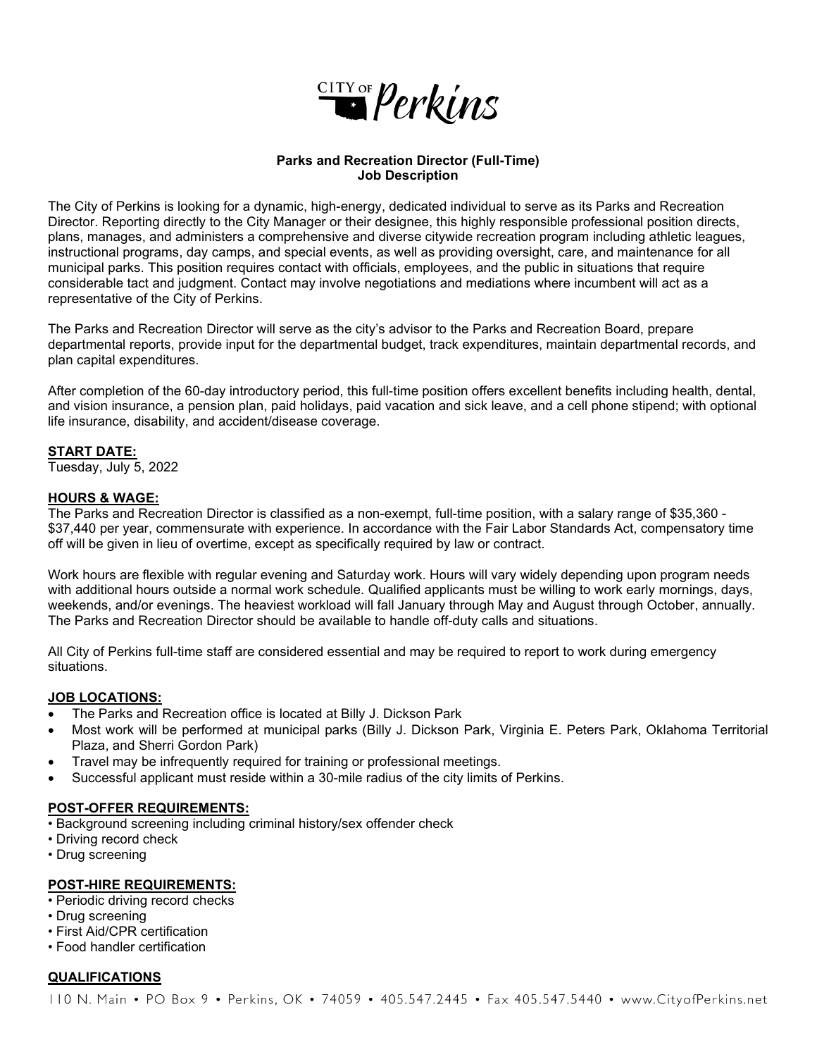CITY OF Perkins

**Parks and Recreation Director (Full-Time)**
**Job Description**

The City of Perkins is looking for a dynamic, high-energy, dedicated individual to serve as its Parks and Recreation Director. Reporting directly to the City Manager or their designee, this highly responsible professional position directs, plans, manages, and administers a comprehensive and diverse citywide recreation program including athletic leagues, instructional programs, day camps, and special events, as well as providing oversight, care, and maintenance for all municipal parks. This position requires contact with officials, employees, and the public in situations that require considerable tact and judgment. Contact may involve negotiations and mediations where incumbent will act as a representative of the City of Perkins.

The Parks and Recreation Director will serve as the city's advisor to the Parks and Recreation Board, prepare departmental reports, provide input for the departmental budget, track expenditures, maintain departmental records, and plan capital expenditures.

After completion of the 60-day introductory period, this full-time position offers excellent benefits including health, dental, and vision insurance, a pension plan, paid holidays, paid vacation and sick leave, and a cell phone stipend; with optional life insurance, disability, and accident/disease coverage.

**START DATE:**
Tuesday, July 5, 2022

**HOURS & WAGE:**
The Parks and Recreation Director is classified as a non-exempt, full-time position, with a salary range of $35,360 - $37,440 per year, commensurate with experience. In accordance with the Fair Labor Standards Act, compensatory time off will be given in lieu of overtime, except as specifically required by law or contract.

Work hours are flexible with regular evening and Saturday work. Hours will vary widely depending upon program needs with additional hours outside a normal work schedule. Qualified applicants must be willing to work early mornings, days, weekends, and/or evenings. The heaviest workload will fall January through May and August through October, annually. The Parks and Recreation Director should be available to handle off-duty calls and situations.

All City of Perkins full-time staff are considered essential and may be required to report to work during emergency situations.

**JOB LOCATIONS:**

- The Parks and Recreation office is located at Billy J. Dickson Park
- Most work will be performed at municipal parks (Billy J. Dickson Park, Virginia E. Peters Park, Oklahoma Territorial Plaza, and Sherri Gordon Park)
- Travel may be infrequently required for training or professional meetings.
- Successful applicant must reside within a 30-mile radius of the city limits of Perkins.

**POST-OFFER REQUIREMENTS:**

- Background screening including criminal history/sex offender check
- Driving record check
- Drug screening

**POST-HIRE REQUIREMENTS:**

- Periodic driving record checks
- Drug screening
- First Aid/CPR certification
- Food handler certification

**QUALIFICATIONS**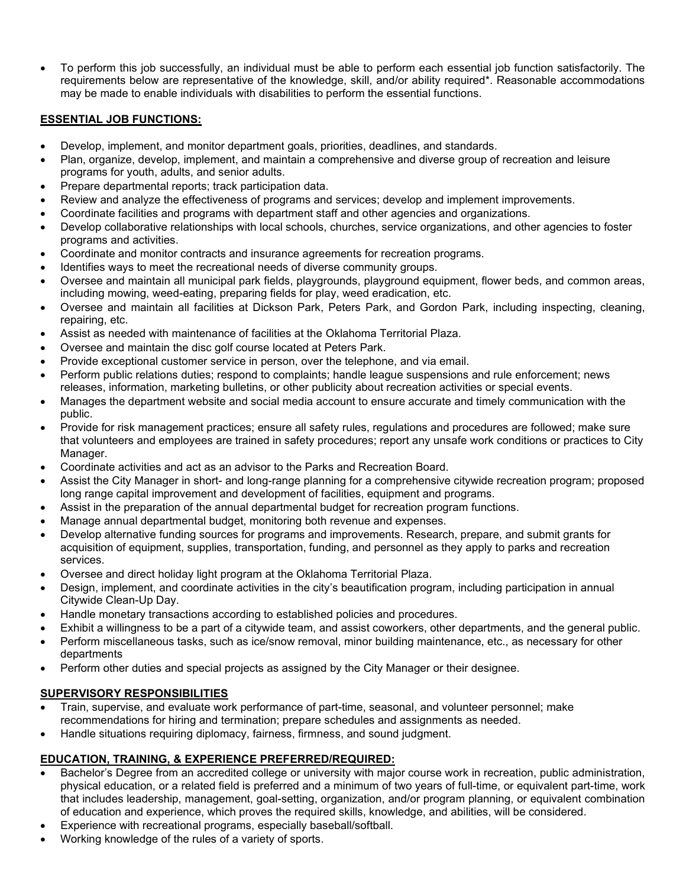- To perform this job successfully, an individual must be able to perform each essential job function satisfactorily. The requirements below are representative of the knowledge, skill, and/or ability required*. Reasonable accommodations may be made to enable individuals with disabilities to perform the essential functions.

## ESSENTIAL JOB FUNCTIONS:

- Develop, implement, and monitor department goals, priorities, deadlines, and standards.
- Plan, organize, develop, implement, and maintain a comprehensive and diverse group of recreation and leisure programs for youth, adults, and senior adults.
- Prepare departmental reports; track participation data.
- Review and analyze the effectiveness of programs and services; develop and implement improvements.
- Coordinate facilities and programs with department staff and other agencies and organizations.
- Develop collaborative relationships with local schools, churches, service organizations, and other agencies to foster programs and activities.
- Coordinate and monitor contracts and insurance agreements for recreation programs.
- Identifies ways to meet the recreational needs of diverse community groups.
- Oversee and maintain all municipal park fields, playgrounds, playground equipment, flower beds, and common areas, including mowing, weed-eating, preparing fields for play, weed eradication, etc.
- Oversee and maintain all facilities at Dickson Park, Peters Park, and Gordon Park, including inspecting, cleaning, repairing, etc.
- Assist as needed with maintenance of facilities at the Oklahoma Territorial Plaza.
- Oversee and maintain the disc golf course located at Peters Park.
- Provide exceptional customer service in person, over the telephone, and via email.
- Perform public relations duties; respond to complaints; handle league suspensions and rule enforcement; news releases, information, marketing bulletins, or other publicity about recreation activities or special events.
- Manages the department website and social media account to ensure accurate and timely communication with the public.
- Provide for risk management practices; ensure all safety rules, regulations and procedures are followed; make sure that volunteers and employees are trained in safety procedures; report any unsafe work conditions or practices to City Manager.
- Coordinate activities and act as an advisor to the Parks and Recreation Board.
- Assist the City Manager in short- and long-range planning for a comprehensive citywide recreation program; proposed long range capital improvement and development of facilities, equipment and programs.
- Assist in the preparation of the annual departmental budget for recreation program functions.
- Manage annual departmental budget, monitoring both revenue and expenses.
- Develop alternative funding sources for programs and improvements. Research, prepare, and submit grants for acquisition of equipment, supplies, transportation, funding, and personnel as they apply to parks and recreation services.
- Oversee and direct holiday light program at the Oklahoma Territorial Plaza.
- Design, implement, and coordinate activities in the city's beautification program, including participation in annual Citywide Clean-Up Day.
- Handle monetary transactions according to established policies and procedures.
- Exhibit a willingness to be a part of a citywide team, and assist coworkers, other departments, and the general public.
- Perform miscellaneous tasks, such as ice/snow removal, minor building maintenance, etc., as necessary for other departments
- Perform other duties and special projects as assigned by the City Manager or their designee.

## SUPERVISORY RESPONSIBILITIES

- Train, supervise, and evaluate work performance of part-time, seasonal, and volunteer personnel; make recommendations for hiring and termination; prepare schedules and assignments as needed.
- Handle situations requiring diplomacy, fairness, firmness, and sound judgment.

## EDUCATION, TRAINING, & EXPERIENCE PREFERRED/REQUIRED:

- Bachelor's Degree from an accredited college or university with major course work in recreation, public administration, physical education, or a related field is preferred and a minimum of two years of full-time, or equivalent part-time, work that includes leadership, management, goal-setting, organization, and/or program planning, or equivalent combination of education and experience, which proves the required skills, knowledge, and abilities, will be considered.
- Experience with recreational programs, especially baseball/softball.
- Working knowledge of the rules of a variety of sports.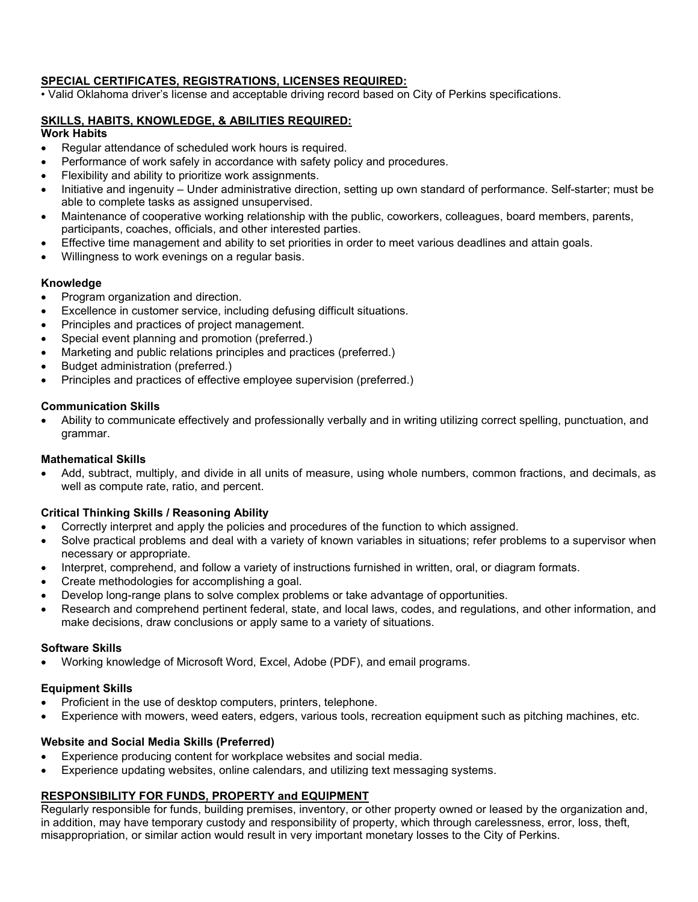## SPECIAL CERTIFICATES, REGISTRATIONS, LICENSES REQUIRED:

• Valid Oklahoma driver's license and acceptable driving record based on City of Perkins specifications.

## SKILLS, HABITS, KNOWLEDGE, & ABILITIES REQUIRED:

### Work Habits

- Regular attendance of scheduled work hours is required.
- Performance of work safely in accordance with safety policy and procedures.
- Flexibility and ability to prioritize work assignments.
- Initiative and ingenuity – Under administrative direction, setting up own standard of performance. Self-starter; must be able to complete tasks as assigned unsupervised.
- Maintenance of cooperative working relationship with the public, coworkers, colleagues, board members, parents, participants, coaches, officials, and other interested parties.
- Effective time management and ability to set priorities in order to meet various deadlines and attain goals.
- Willingness to work evenings on a regular basis.

### Knowledge

- Program organization and direction.
- Excellence in customer service, including defusing difficult situations.
- Principles and practices of project management.
- Special event planning and promotion (preferred.)
- Marketing and public relations principles and practices (preferred.)
- Budget administration (preferred.)
- Principles and practices of effective employee supervision (preferred.)

### Communication Skills

- Ability to communicate effectively and professionally verbally and in writing utilizing correct spelling, punctuation, and grammar.

### Mathematical Skills

- Add, subtract, multiply, and divide in all units of measure, using whole numbers, common fractions, and decimals, as well as compute rate, ratio, and percent.

### Critical Thinking Skills / Reasoning Ability

- Correctly interpret and apply the policies and procedures of the function to which assigned.
- Solve practical problems and deal with a variety of known variables in situations; refer problems to a supervisor when necessary or appropriate.
- Interpret, comprehend, and follow a variety of instructions furnished in written, oral, or diagram formats.
- Create methodologies for accomplishing a goal.
- Develop long-range plans to solve complex problems or take advantage of opportunities.
- Research and comprehend pertinent federal, state, and local laws, codes, and regulations, and other information, and make decisions, draw conclusions or apply same to a variety of situations.

### Software Skills

- Working knowledge of Microsoft Word, Excel, Adobe (PDF), and email programs.

### Equipment Skills

- Proficient in the use of desktop computers, printers, telephone.
- Experience with mowers, weed eaters, edgers, various tools, recreation equipment such as pitching machines, etc.

### Website and Social Media Skills (Preferred)

- Experience producing content for workplace websites and social media.
- Experience updating websites, online calendars, and utilizing text messaging systems.

## RESPONSIBILITY FOR FUNDS, PROPERTY and EQUIPMENT

Regularly responsible for funds, building premises, inventory, or other property owned or leased by the organization and, in addition, may have temporary custody and responsibility of property, which through carelessness, error, loss, theft, misappropriation, or similar action would result in very important monetary losses to the City of Perkins.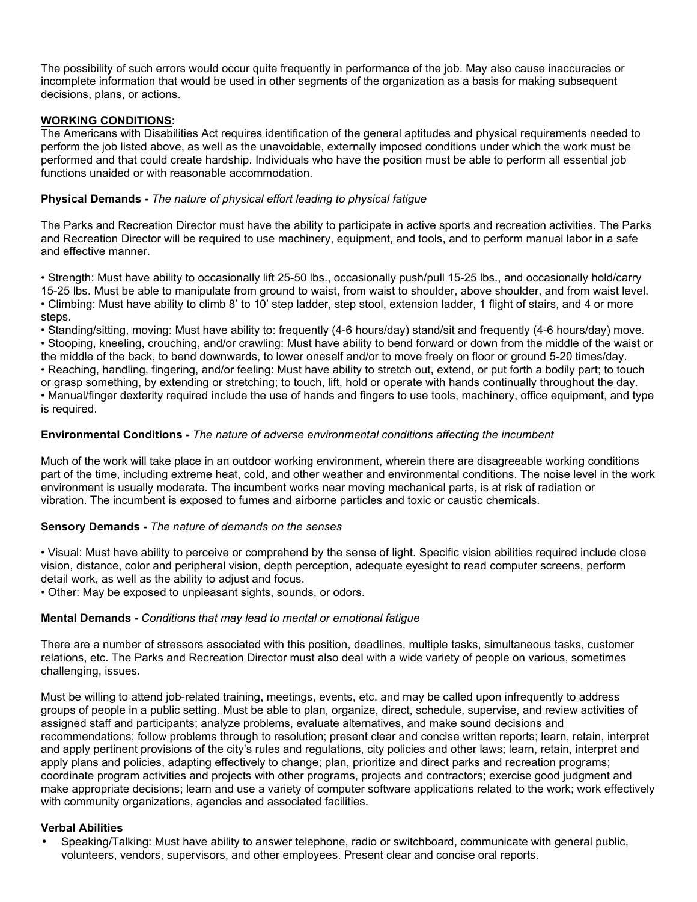The possibility of such errors would occur quite frequently in performance of the job. May also cause inaccuracies or incomplete information that would be used in other segments of the organization as a basis for making subsequent decisions, plans, or actions.

**WORKING CONDITIONS:**

The Americans with Disabilities Act requires identification of the general aptitudes and physical requirements needed to perform the job listed above, as well as the unavoidable, externally imposed conditions under which the work must be performed and that could create hardship. Individuals who have the position must be able to perform all essential job functions unaided or with reasonable accommodation.

**Physical Demands -** *The nature of physical effort leading to physical fatigue*

The Parks and Recreation Director must have the ability to participate in active sports and recreation activities. The Parks and Recreation Director will be required to use machinery, equipment, and tools, and to perform manual labor in a safe and effective manner.

- Strength: Must have ability to occasionally lift 25-50 lbs., occasionally push/pull 15-25 lbs., and occasionally hold/carry 15-25 lbs. Must be able to manipulate from ground to waist, from waist to shoulder, above shoulder, and from waist level.
- Climbing: Must have ability to climb 8' to 10' step ladder, step stool, extension ladder, 1 flight of stairs, and 4 or more steps.
- Standing/sitting, moving: Must have ability to: frequently (4-6 hours/day) stand/sit and frequently (4-6 hours/day) move.
- Stooping, kneeling, crouching, and/or crawling: Must have ability to bend forward or down from the middle of the waist or the middle of the back, to bend downwards, to lower oneself and/or to move freely on floor or ground 5-20 times/day.
- Reaching, handling, fingering, and/or feeling: Must have ability to stretch out, extend, or put forth a bodily part; to touch or grasp something, by extending or stretching; to touch, lift, hold or operate with hands continually throughout the day.
- Manual/finger dexterity required include the use of hands and fingers to use tools, machinery, office equipment, and type is required.

**Environmental Conditions -** *The nature of adverse environmental conditions affecting the incumbent*

Much of the work will take place in an outdoor working environment, wherein there are disagreeable working conditions part of the time, including extreme heat, cold, and other weather and environmental conditions. The noise level in the work environment is usually moderate. The incumbent works near moving mechanical parts, is at risk of radiation or vibration. The incumbent is exposed to fumes and airborne particles and toxic or caustic chemicals.

**Sensory Demands -** *The nature of demands on the senses*

- Visual: Must have ability to perceive or comprehend by the sense of light. Specific vision abilities required include close vision, distance, color and peripheral vision, depth perception, adequate eyesight to read computer screens, perform detail work, as well as the ability to adjust and focus.
- Other: May be exposed to unpleasant sights, sounds, or odors.

**Mental Demands -** *Conditions that may lead to mental or emotional fatigue*

There are a number of stressors associated with this position, deadlines, multiple tasks, simultaneous tasks, customer relations, etc. The Parks and Recreation Director must also deal with a wide variety of people on various, sometimes challenging, issues.

Must be willing to attend job-related training, meetings, events, etc. and may be called upon infrequently to address groups of people in a public setting. Must be able to plan, organize, direct, schedule, supervise, and review activities of assigned staff and participants; analyze problems, evaluate alternatives, and make sound decisions and recommendations; follow problems through to resolution; present clear and concise written reports; learn, retain, interpret and apply pertinent provisions of the city's rules and regulations, city policies and other laws; learn, retain, interpret and apply plans and policies, adapting effectively to change; plan, prioritize and direct parks and recreation programs; coordinate program activities and projects with other programs, projects and contractors; exercise good judgment and make appropriate decisions; learn and use a variety of computer software applications related to the work; work effectively with community organizations, agencies and associated facilities.

**Verbal Abilities**

- Speaking/Talking: Must have ability to answer telephone, radio or switchboard, communicate with general public, volunteers, vendors, supervisors, and other employees. Present clear and concise oral reports.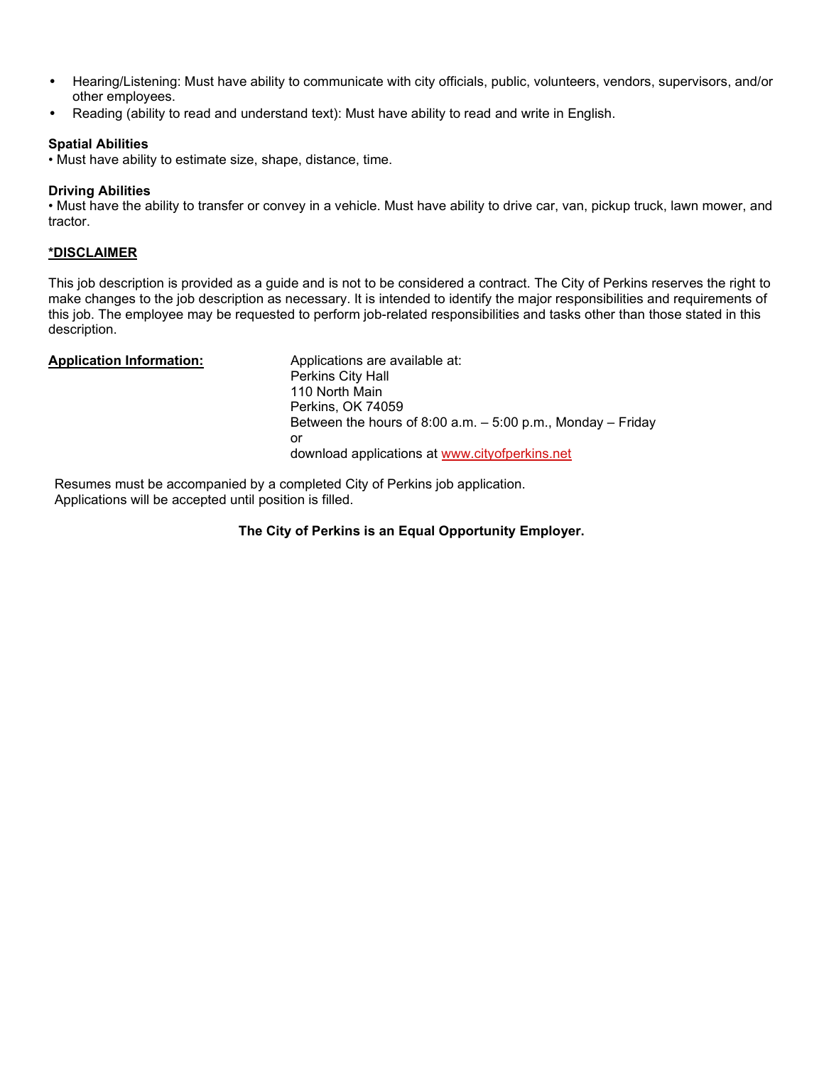- Hearing/Listening: Must have ability to communicate with city officials, public, volunteers, vendors, supervisors, and/or other employees.
- Reading (ability to read and understand text): Must have ability to read and write in English.

**Spatial Abilities**

• Must have ability to estimate size, shape, distance, time.

**Driving Abilities**

• Must have the ability to transfer or convey in a vehicle. Must have ability to drive car, van, pickup truck, lawn mower, and tractor.

**<u>*DISCLAIMER</u>**

This job description is provided as a guide and is not to be considered a contract. The City of Perkins reserves the right to make changes to the job description as necessary. It is intended to identify the major responsibilities and requirements of this job. The employee may be requested to perform job-related responsibilities and tasks other than those stated in this description.

**<u>Application Information:</u>**

Applications are available at:
Perkins City Hall
110 North Main
Perkins, OK 74059
Between the hours of 8:00 a.m. – 5:00 p.m., Monday – Friday
or
download applications at www.cityofperkins.net

Resumes must be accompanied by a completed City of Perkins job application.
Applications will be accepted until position is filled.

**The City of Perkins is an Equal Opportunity Employer.**